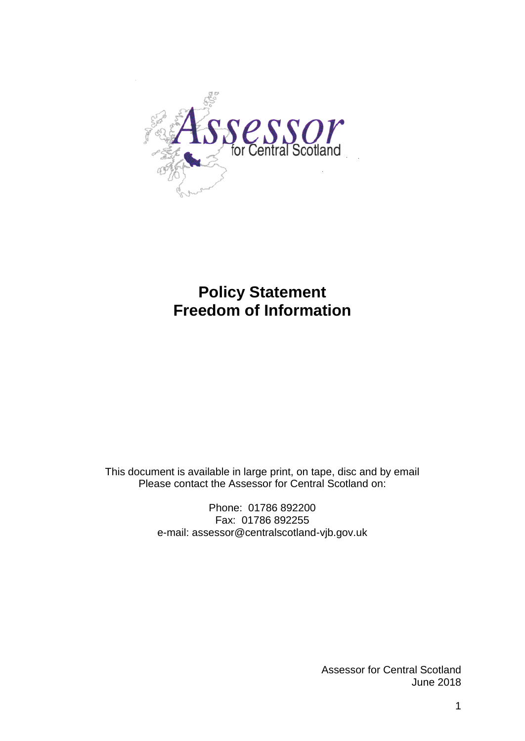Assessor
for Central Scotland

# Policy Statement
# Freedom of Information

This document is available in large print, on tape, disc and by email
Please contact the Assessor for Central Scotland on:

Phone: 01786 892200
Fax: 01786 892255
e-mail: assessor@centralscotland-vjb.gov.uk

Assessor for Central Scotland
June 2018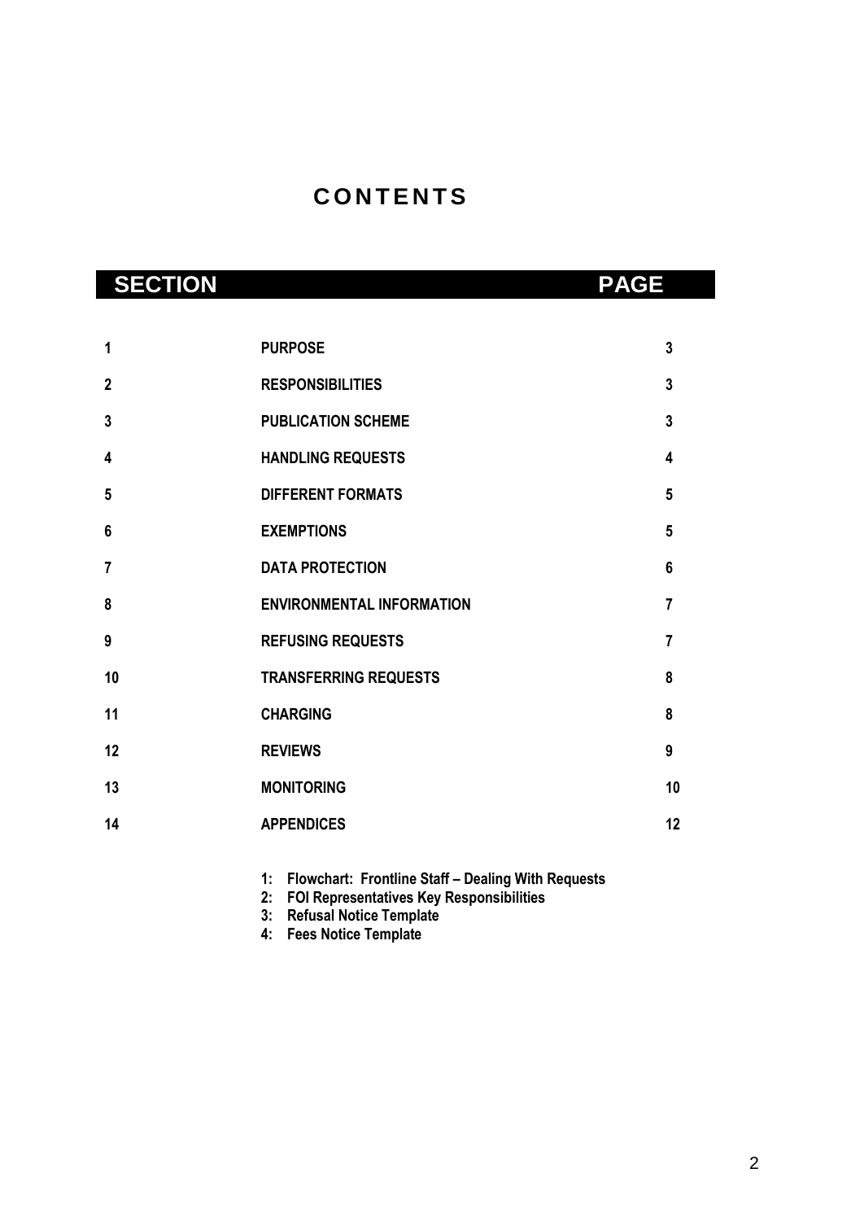# CONTENTS

| SECTION | | PAGE |
|---|---|---|
| 1 | PURPOSE | 3 |
| 2 | RESPONSIBILITIES | 3 |
| 3 | PUBLICATION SCHEME | 3 |
| 4 | HANDLING REQUESTS | 4 |
| 5 | DIFFERENT FORMATS | 5 |
| 6 | EXEMPTIONS | 5 |
| 7 | DATA PROTECTION | 6 |
| 8 | ENVIRONMENTAL INFORMATION | 7 |
| 9 | REFUSING REQUESTS | 7 |
| 10 | TRANSFERRING REQUESTS | 8 |
| 11 | CHARGING | 8 |
| 12 | REVIEWS | 9 |
| 13 | MONITORING | 10 |
| 14 | APPENDICES | 12 |

**1: Flowchart: Frontline Staff – Dealing With Requests**
**2: FOI Representatives Key Responsibilities**
**3: Refusal Notice Template**
**4: Fees Notice Template**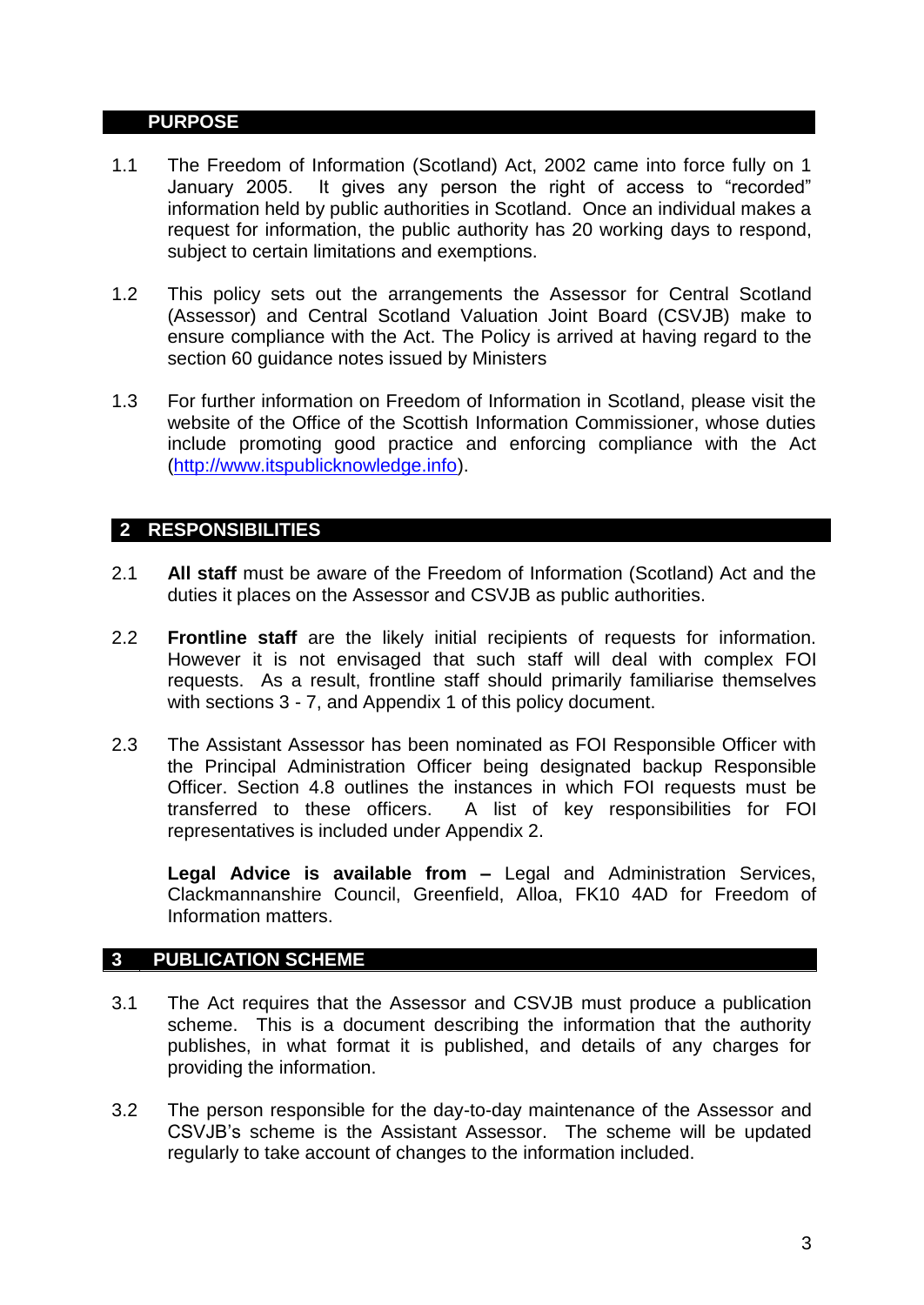## PURPOSE

1.1 The Freedom of Information (Scotland) Act, 2002 came into force fully on 1 January 2005. It gives any person the right of access to “recorded” information held by public authorities in Scotland. Once an individual makes a request for information, the public authority has 20 working days to respond, subject to certain limitations and exemptions.

1.2 This policy sets out the arrangements the Assessor for Central Scotland (Assessor) and Central Scotland Valuation Joint Board (CSVJB) make to ensure compliance with the Act. The Policy is arrived at having regard to the section 60 guidance notes issued by Ministers

1.3 For further information on Freedom of Information in Scotland, please visit the website of the Office of the Scottish Information Commissioner, whose duties include promoting good practice and enforcing compliance with the Act (http://www.itspublicknowledge.info).

## 2 RESPONSIBILITIES

2.1 **All staff** must be aware of the Freedom of Information (Scotland) Act and the duties it places on the Assessor and CSVJB as public authorities.

2.2 **Frontline staff** are the likely initial recipients of requests for information. However it is not envisaged that such staff will deal with complex FOI requests. As a result, frontline staff should primarily familiarise themselves with sections 3 - 7, and Appendix 1 of this policy document.

2.3 The Assistant Assessor has been nominated as FOI Responsible Officer with the Principal Administration Officer being designated backup Responsible Officer. Section 4.8 outlines the instances in which FOI requests must be transferred to these officers. A list of key responsibilities for FOI representatives is included under Appendix 2.

**Legal Advice is available from –** Legal and Administration Services, Clackmannanshire Council, Greenfield, Alloa, FK10 4AD for Freedom of Information matters.

## 3 PUBLICATION SCHEME

3.1 The Act requires that the Assessor and CSVJB must produce a publication scheme. This is a document describing the information that the authority publishes, in what format it is published, and details of any charges for providing the information.

3.2 The person responsible for the day-to-day maintenance of the Assessor and CSVJB’s scheme is the Assistant Assessor. The scheme will be updated regularly to take account of changes to the information included.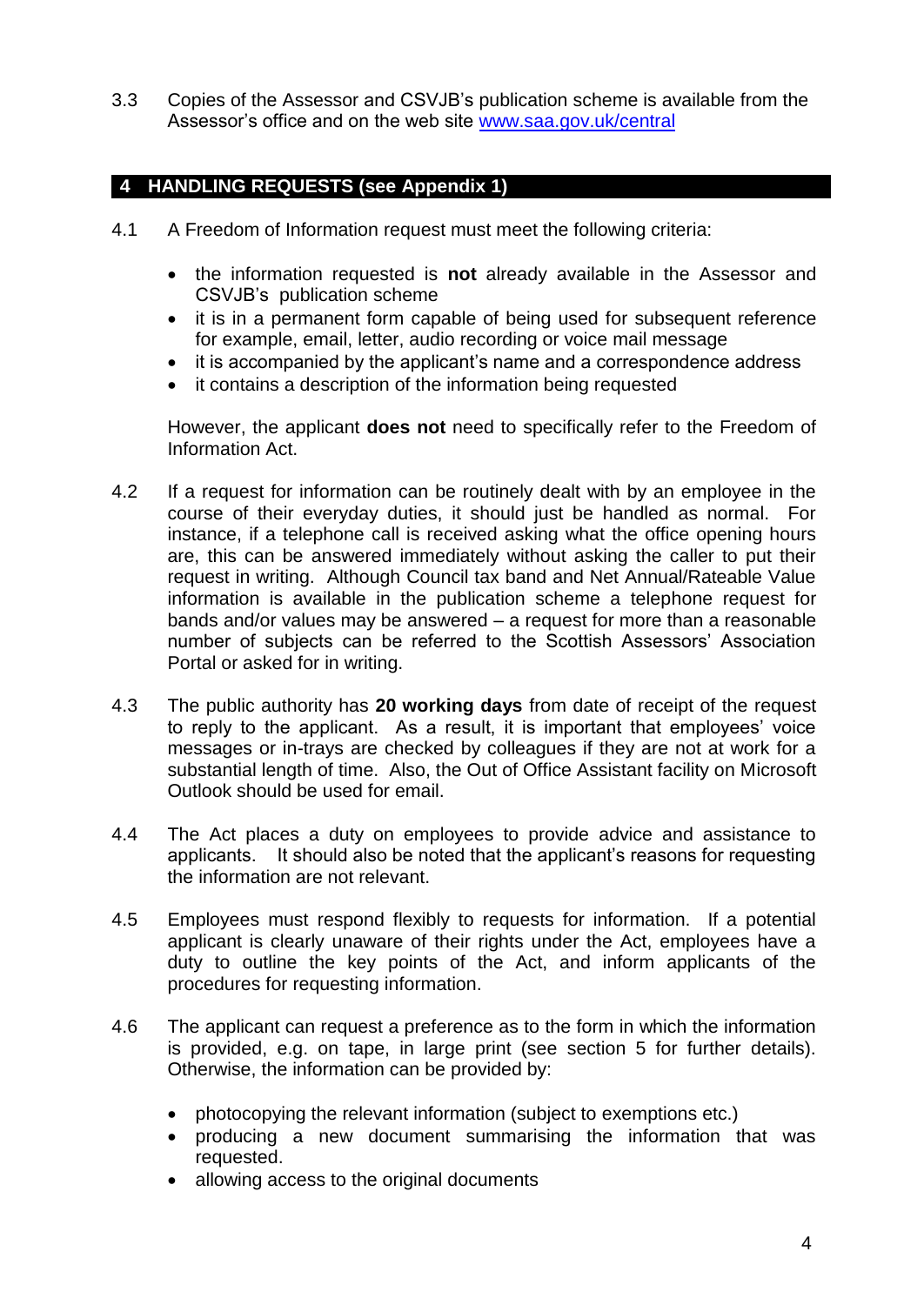3.3 Copies of the Assessor and CSVJB's publication scheme is available from the Assessor's office and on the web site [www.saa.gov.uk/central](www.saa.gov.uk/central)

## 4 HANDLING REQUESTS (see Appendix 1)

4.1 A Freedom of Information request must meet the following criteria:

- the information requested is **not** already available in the Assessor and CSVJB's publication scheme
- it is in a permanent form capable of being used for subsequent reference for example, email, letter, audio recording or voice mail message
- it is accompanied by the applicant's name and a correspondence address
- it contains a description of the information being requested

However, the applicant **does not** need to specifically refer to the Freedom of Information Act.

4.2 If a request for information can be routinely dealt with by an employee in the course of their everyday duties, it should just be handled as normal. For instance, if a telephone call is received asking what the office opening hours are, this can be answered immediately without asking the caller to put their request in writing. Although Council tax band and Net Annual/Rateable Value information is available in the publication scheme a telephone request for bands and/or values may be answered – a request for more than a reasonable number of subjects can be referred to the Scottish Assessors' Association Portal or asked for in writing.

4.3 The public authority has **20 working days** from date of receipt of the request to reply to the applicant. As a result, it is important that employees' voice messages or in-trays are checked by colleagues if they are not at work for a substantial length of time. Also, the Out of Office Assistant facility on Microsoft Outlook should be used for email.

4.4 The Act places a duty on employees to provide advice and assistance to applicants. It should also be noted that the applicant's reasons for requesting the information are not relevant.

4.5 Employees must respond flexibly to requests for information. If a potential applicant is clearly unaware of their rights under the Act, employees have a duty to outline the key points of the Act, and inform applicants of the procedures for requesting information.

4.6 The applicant can request a preference as to the form in which the information is provided, e.g. on tape, in large print (see section 5 for further details). Otherwise, the information can be provided by:

- photocopying the relevant information (subject to exemptions etc.)
- producing a new document summarising the information that was requested.
- allowing access to the original documents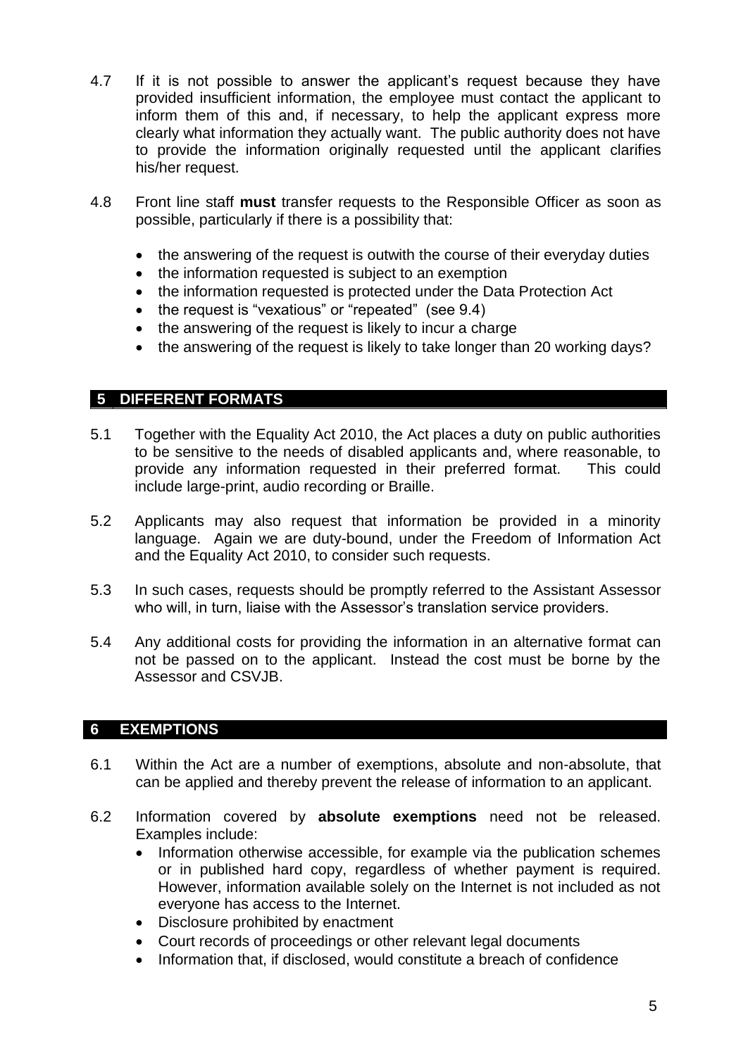4.7 If it is not possible to answer the applicant's request because they have provided insufficient information, the employee must contact the applicant to inform them of this and, if necessary, to help the applicant express more clearly what information they actually want. The public authority does not have to provide the information originally requested until the applicant clarifies his/her request.

4.8 Front line staff **must** transfer requests to the Responsible Officer as soon as possible, particularly if there is a possibility that:

- the answering of the request is outwith the course of their everyday duties
- the information requested is subject to an exemption
- the information requested is protected under the Data Protection Act
- the request is "vexatious" or "repeated" (see 9.4)
- the answering of the request is likely to incur a charge
- the answering of the request is likely to take longer than 20 working days?

## 5 DIFFERENT FORMATS

5.1 Together with the Equality Act 2010, the Act places a duty on public authorities to be sensitive to the needs of disabled applicants and, where reasonable, to provide any information requested in their preferred format. This could include large-print, audio recording or Braille.

5.2 Applicants may also request that information be provided in a minority language. Again we are duty-bound, under the Freedom of Information Act and the Equality Act 2010, to consider such requests.

5.3 In such cases, requests should be promptly referred to the Assistant Assessor who will, in turn, liaise with the Assessor's translation service providers.

5.4 Any additional costs for providing the information in an alternative format can not be passed on to the applicant. Instead the cost must be borne by the Assessor and CSVJB.

## 6 EXEMPTIONS

6.1 Within the Act are a number of exemptions, absolute and non-absolute, that can be applied and thereby prevent the release of information to an applicant.

6.2 Information covered by **absolute exemptions** need not be released. Examples include:

- Information otherwise accessible, for example via the publication schemes or in published hard copy, regardless of whether payment is required. However, information available solely on the Internet is not included as not everyone has access to the Internet.
- Disclosure prohibited by enactment
- Court records of proceedings or other relevant legal documents
- Information that, if disclosed, would constitute a breach of confidence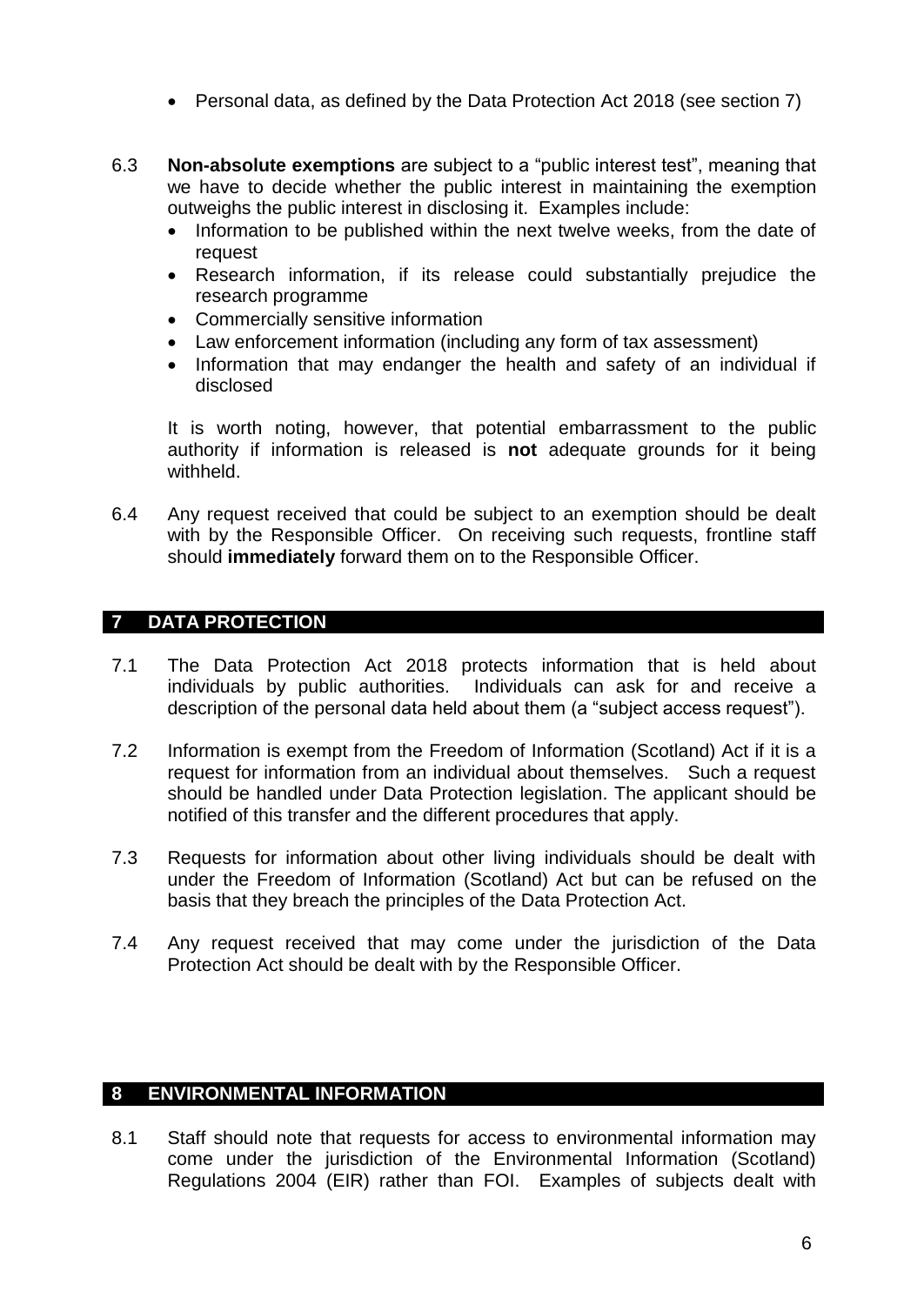- Personal data, as defined by the Data Protection Act 2018 (see section 7)

6.3 **Non-absolute exemptions** are subject to a "public interest test", meaning that we have to decide whether the public interest in maintaining the exemption outweighs the public interest in disclosing it. Examples include:

- Information to be published within the next twelve weeks, from the date of request
- Research information, if its release could substantially prejudice the research programme
- Commercially sensitive information
- Law enforcement information (including any form of tax assessment)
- Information that may endanger the health and safety of an individual if disclosed

It is worth noting, however, that potential embarrassment to the public authority if information is released is **not** adequate grounds for it being withheld.

6.4 Any request received that could be subject to an exemption should be dealt with by the Responsible Officer. On receiving such requests, frontline staff should **immediately** forward them on to the Responsible Officer.

## 7 DATA PROTECTION

7.1 The Data Protection Act 2018 protects information that is held about individuals by public authorities. Individuals can ask for and receive a description of the personal data held about them (a "subject access request").

7.2 Information is exempt from the Freedom of Information (Scotland) Act if it is a request for information from an individual about themselves. Such a request should be handled under Data Protection legislation. The applicant should be notified of this transfer and the different procedures that apply.

7.3 Requests for information about other living individuals should be dealt with under the Freedom of Information (Scotland) Act but can be refused on the basis that they breach the principles of the Data Protection Act.

7.4 Any request received that may come under the jurisdiction of the Data Protection Act should be dealt with by the Responsible Officer.

## 8 ENVIRONMENTAL INFORMATION

8.1 Staff should note that requests for access to environmental information may come under the jurisdiction of the Environmental Information (Scotland) Regulations 2004 (EIR) rather than FOI. Examples of subjects dealt with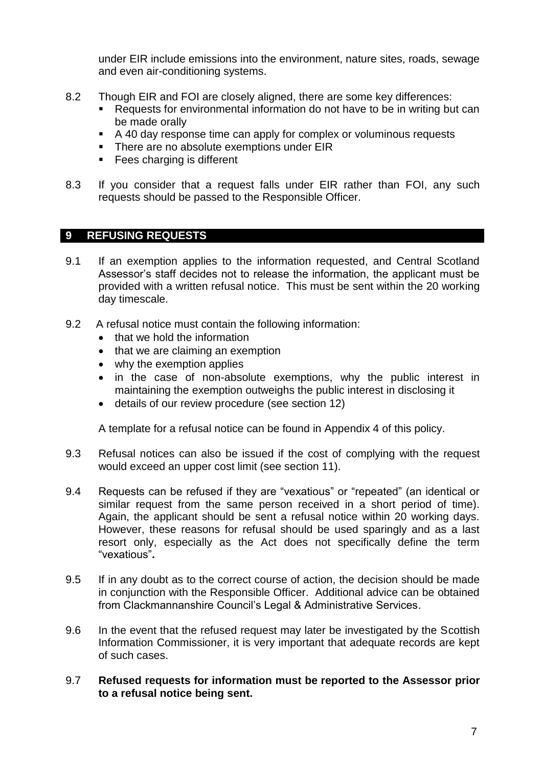under EIR include emissions into the environment, nature sites, roads, sewage and even air-conditioning systems.

8.2 Though EIR and FOI are closely aligned, there are some key differences:

- Requests for environmental information do not have to be in writing but can be made orally
- A 40 day response time can apply for complex or voluminous requests
- There are no absolute exemptions under EIR
- Fees charging is different

8.3 If you consider that a request falls under EIR rather than FOI, any such requests should be passed to the Responsible Officer.

## 9 REFUSING REQUESTS

9.1 If an exemption applies to the information requested, and Central Scotland Assessor's staff decides not to release the information, the applicant must be provided with a written refusal notice. This must be sent within the 20 working day timescale.

9.2 A refusal notice must contain the following information:

- that we hold the information
- that we are claiming an exemption
- why the exemption applies
- in the case of non-absolute exemptions, why the public interest in maintaining the exemption outweighs the public interest in disclosing it
- details of our review procedure (see section 12)

A template for a refusal notice can be found in Appendix 4 of this policy.

9.3 Refusal notices can also be issued if the cost of complying with the request would exceed an upper cost limit (see section 11).

9.4 Requests can be refused if they are "vexatious" or "repeated" (an identical or similar request from the same person received in a short period of time). Again, the applicant should be sent a refusal notice within 20 working days. However, these reasons for refusal should be used sparingly and as a last resort only, especially as the Act does not specifically define the term "vexatious"**.**

9.5 If in any doubt as to the correct course of action, the decision should be made in conjunction with the Responsible Officer. Additional advice can be obtained from Clackmannanshire Council's Legal & Administrative Services.

9.6 In the event that the refused request may later be investigated by the Scottish Information Commissioner, it is very important that adequate records are kept of such cases.

9.7 **Refused requests for information must be reported to the Assessor prior to a refusal notice being sent.**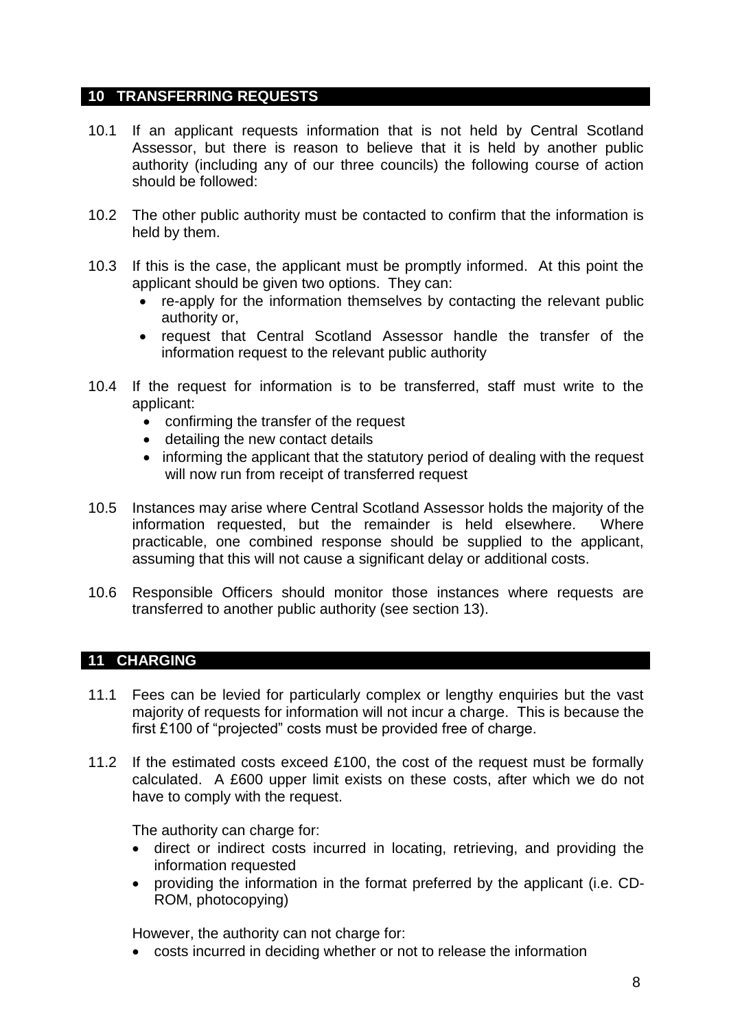## 10 TRANSFERRING REQUESTS

10.1 If an applicant requests information that is not held by Central Scotland Assessor, but there is reason to believe that it is held by another public authority (including any of our three councils) the following course of action should be followed:

10.2 The other public authority must be contacted to confirm that the information is held by them.

10.3 If this is the case, the applicant must be promptly informed. At this point the applicant should be given two options. They can:

- re-apply for the information themselves by contacting the relevant public authority or,
- request that Central Scotland Assessor handle the transfer of the information request to the relevant public authority

10.4 If the request for information is to be transferred, staff must write to the applicant:

- confirming the transfer of the request
- detailing the new contact details
- informing the applicant that the statutory period of dealing with the request will now run from receipt of transferred request

10.5 Instances may arise where Central Scotland Assessor holds the majority of the information requested, but the remainder is held elsewhere. Where practicable, one combined response should be supplied to the applicant, assuming that this will not cause a significant delay or additional costs.

10.6 Responsible Officers should monitor those instances where requests are transferred to another public authority (see section 13).

## 11 CHARGING

11.1 Fees can be levied for particularly complex or lengthy enquiries but the vast majority of requests for information will not incur a charge. This is because the first £100 of "projected" costs must be provided free of charge.

11.2 If the estimated costs exceed £100, the cost of the request must be formally calculated. A £600 upper limit exists on these costs, after which we do not have to comply with the request.

The authority can charge for:

- direct or indirect costs incurred in locating, retrieving, and providing the information requested
- providing the information in the format preferred by the applicant (i.e. CD-ROM, photocopying)

However, the authority can not charge for:

- costs incurred in deciding whether or not to release the information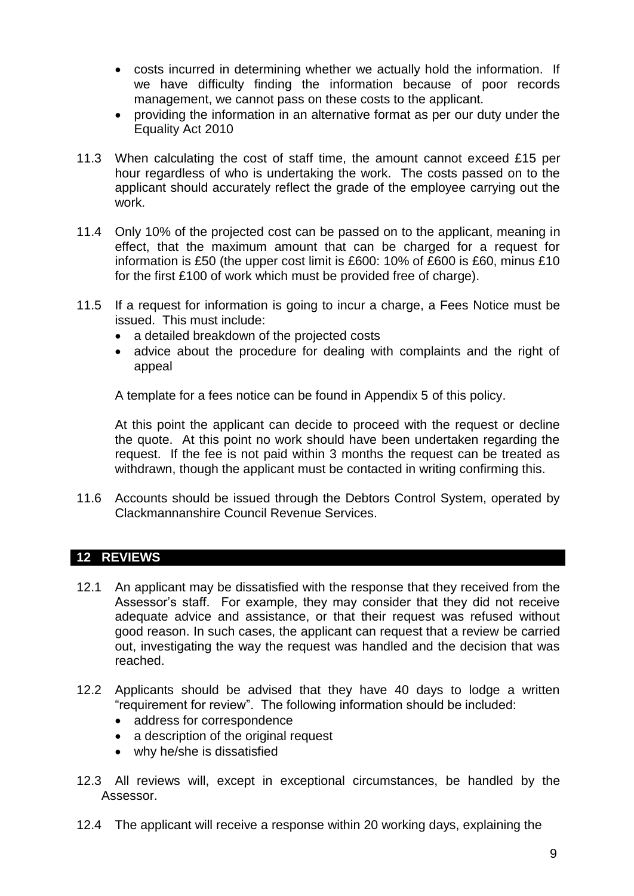- costs incurred in determining whether we actually hold the information. If we have difficulty finding the information because of poor records management, we cannot pass on these costs to the applicant.
- providing the information in an alternative format as per our duty under the Equality Act 2010

11.3 When calculating the cost of staff time, the amount cannot exceed £15 per hour regardless of who is undertaking the work. The costs passed on to the applicant should accurately reflect the grade of the employee carrying out the work.

11.4 Only 10% of the projected cost can be passed on to the applicant, meaning in effect, that the maximum amount that can be charged for a request for information is £50 (the upper cost limit is £600: 10% of £600 is £60, minus £10 for the first £100 of work which must be provided free of charge).

11.5 If a request for information is going to incur a charge, a Fees Notice must be issued. This must include:

- a detailed breakdown of the projected costs
- advice about the procedure for dealing with complaints and the right of appeal

A template for a fees notice can be found in Appendix 5 of this policy.

At this point the applicant can decide to proceed with the request or decline the quote. At this point no work should have been undertaken regarding the request. If the fee is not paid within 3 months the request can be treated as withdrawn, though the applicant must be contacted in writing confirming this.

11.6 Accounts should be issued through the Debtors Control System, operated by Clackmannanshire Council Revenue Services.

## 12 REVIEWS

12.1 An applicant may be dissatisfied with the response that they received from the Assessor's staff. For example, they may consider that they did not receive adequate advice and assistance, or that their request was refused without good reason. In such cases, the applicant can request that a review be carried out, investigating the way the request was handled and the decision that was reached.

12.2 Applicants should be advised that they have 40 days to lodge a written "requirement for review". The following information should be included:

- address for correspondence
- a description of the original request
- why he/she is dissatisfied

12.3 All reviews will, except in exceptional circumstances, be handled by the Assessor.

12.4 The applicant will receive a response within 20 working days, explaining the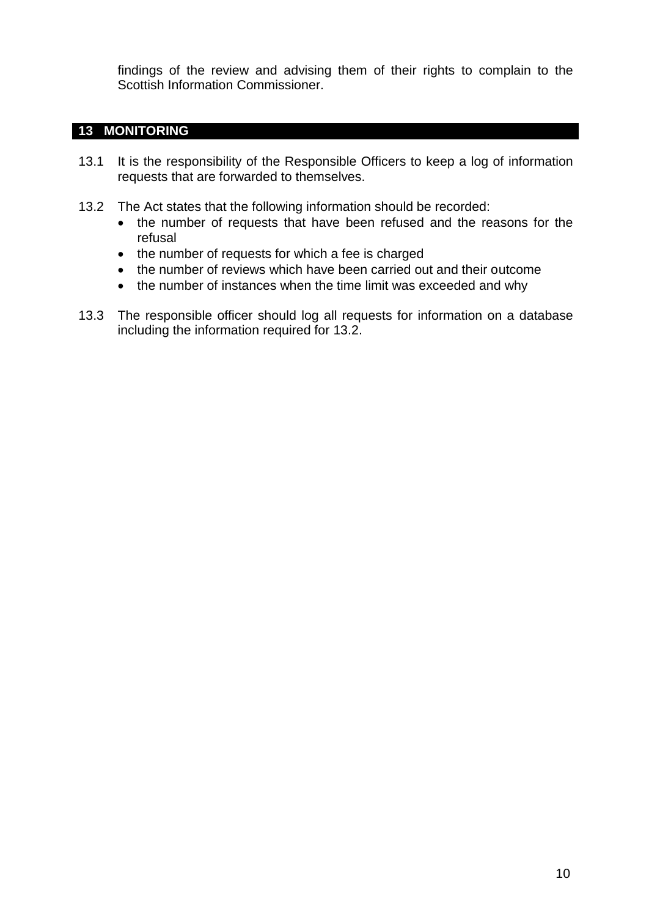findings of the review and advising them of their rights to complain to the Scottish Information Commissioner.

## 13 MONITORING

13.1 It is the responsibility of the Responsible Officers to keep a log of information requests that are forwarded to themselves.

13.2 The Act states that the following information should be recorded:

- the number of requests that have been refused and the reasons for the refusal
- the number of requests for which a fee is charged
- the number of reviews which have been carried out and their outcome
- the number of instances when the time limit was exceeded and why

13.3 The responsible officer should log all requests for information on a database including the information required for 13.2.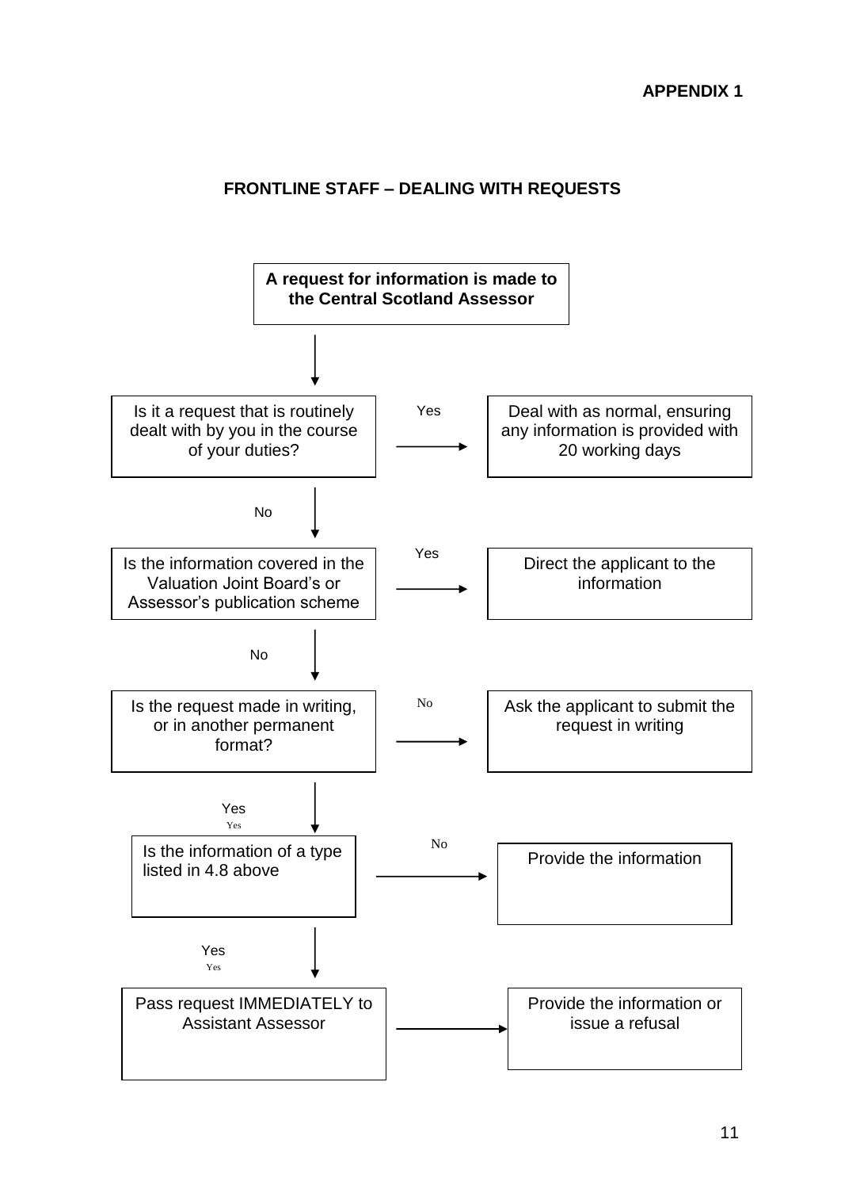**APPENDIX 1**

## FRONTLINE STAFF – DEALING WITH REQUESTS

**A request for information is made to the Central Scotland Assessor**

↓

Is it a request that is routinely dealt with by you in the course of your duties?

- Yes → Deal with as normal, ensuring any information is provided with 20 working days
- No ↓

Is the information covered in the Valuation Joint Board's or Assessor's publication scheme

- Yes → Direct the applicant to the information
- No ↓

Is the request made in writing, or in another permanent format?

- No → Ask the applicant to submit the request in writing
- Yes ↓

Is the information of a type listed in 4.8 above

- No → Provide the information
- Yes ↓

Pass request IMMEDIATELY to Assistant Assessor → Provide the information or issue a refusal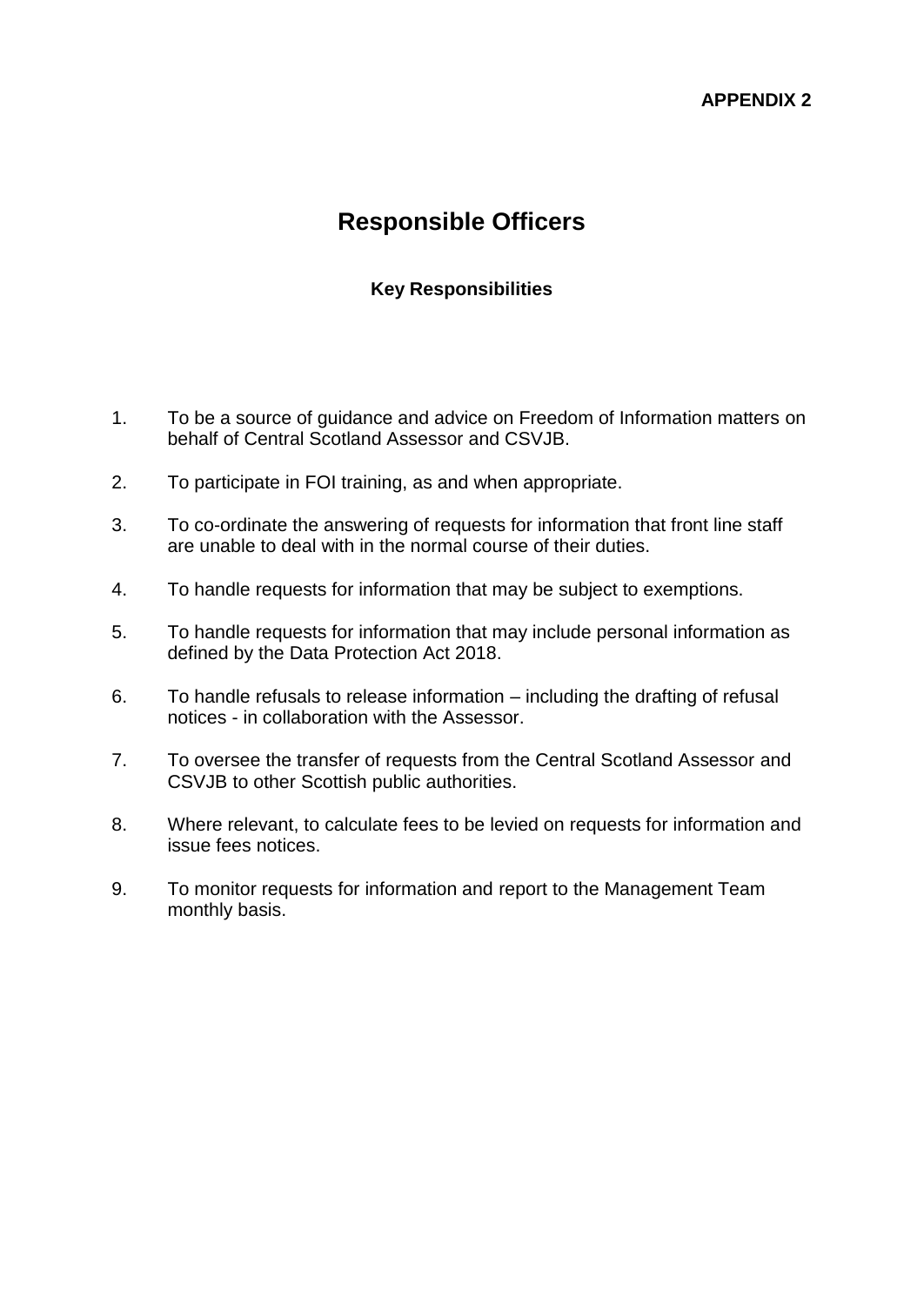**APPENDIX 2**

# Responsible Officers

### Key Responsibilities

1. To be a source of guidance and advice on Freedom of Information matters on behalf of Central Scotland Assessor and CSVJB.
2. To participate in FOI training, as and when appropriate.
3. To co-ordinate the answering of requests for information that front line staff are unable to deal with in the normal course of their duties.
4. To handle requests for information that may be subject to exemptions.
5. To handle requests for information that may include personal information as defined by the Data Protection Act 2018.
6. To handle refusals to release information – including the drafting of refusal notices - in collaboration with the Assessor.
7. To oversee the transfer of requests from the Central Scotland Assessor and CSVJB to other Scottish public authorities.
8. Where relevant, to calculate fees to be levied on requests for information and issue fees notices.
9. To monitor requests for information and report to the Management Team monthly basis.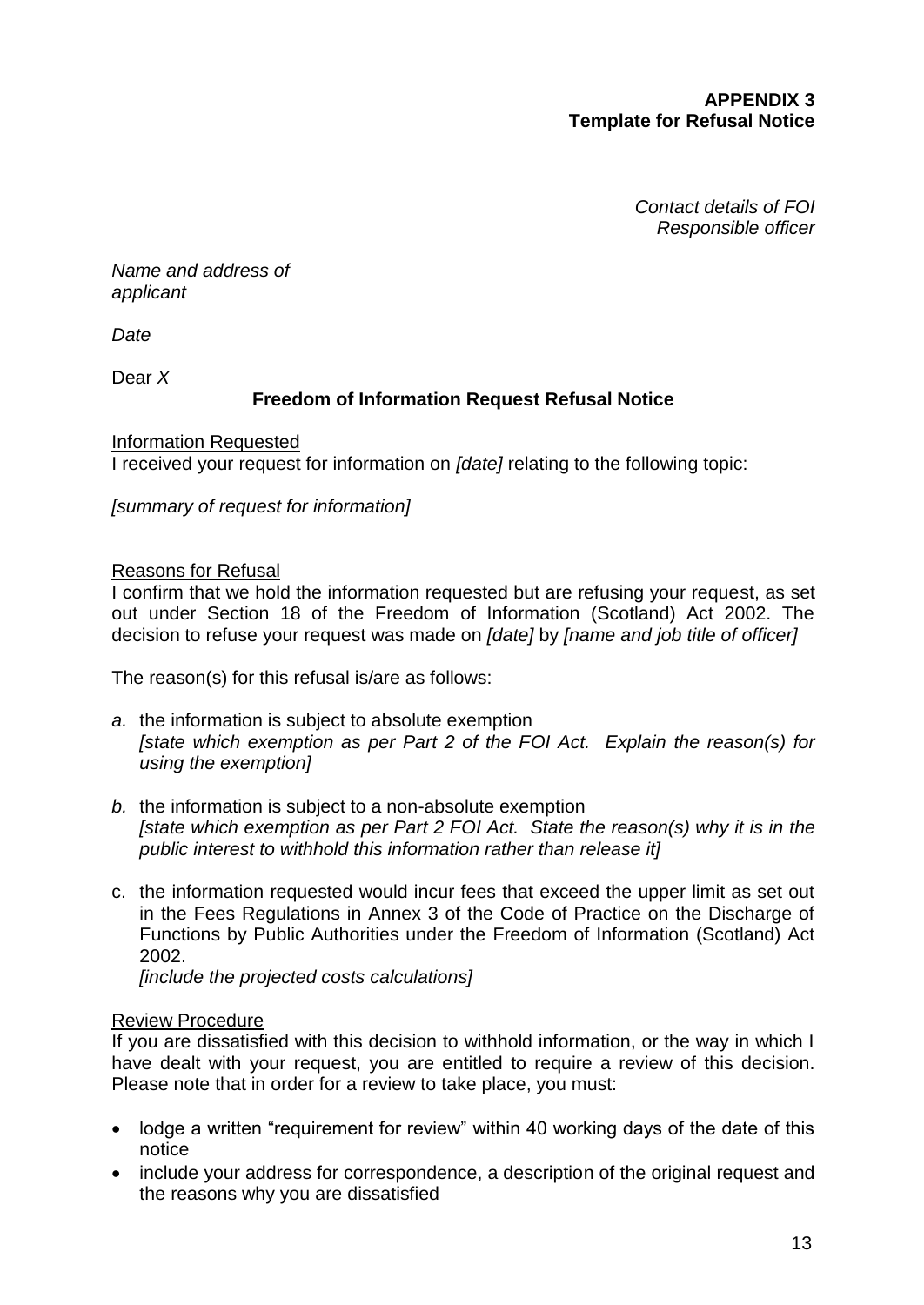**APPENDIX 3**
**Template for Refusal Notice**

*Contact details of FOI Responsible officer*

*Name and address of applicant*

*Date*

Dear *X*

**Freedom of Information Request Refusal Notice**

Information Requested

I received your request for information on *[date]* relating to the following topic:

*[summary of request for information]*

Reasons for Refusal

I confirm that we hold the information requested but are refusing your request, as set out under Section 18 of the Freedom of Information (Scotland) Act 2002. The decision to refuse your request was made on *[date]* by *[name and job title of officer]*

The reason(s) for this refusal is/are as follows:

*a.* the information is subject to absolute exemption
   *[state which exemption as per Part 2 of the FOI Act. Explain the reason(s) for using the exemption]*

*b.* the information is subject to a non-absolute exemption
   *[state which exemption as per Part 2 FOI Act. State the reason(s) why it is in the public interest to withhold this information rather than release it]*

c. the information requested would incur fees that exceed the upper limit as set out in the Fees Regulations in Annex 3 of the Code of Practice on the Discharge of Functions by Public Authorities under the Freedom of Information (Scotland) Act 2002.
   *[include the projected costs calculations]*

Review Procedure

If you are dissatisfied with this decision to withhold information, or the way in which I have dealt with your request, you are entitled to require a review of this decision. Please note that in order for a review to take place, you must:

- lodge a written "requirement for review" within 40 working days of the date of this notice
- include your address for correspondence, a description of the original request and the reasons why you are dissatisfied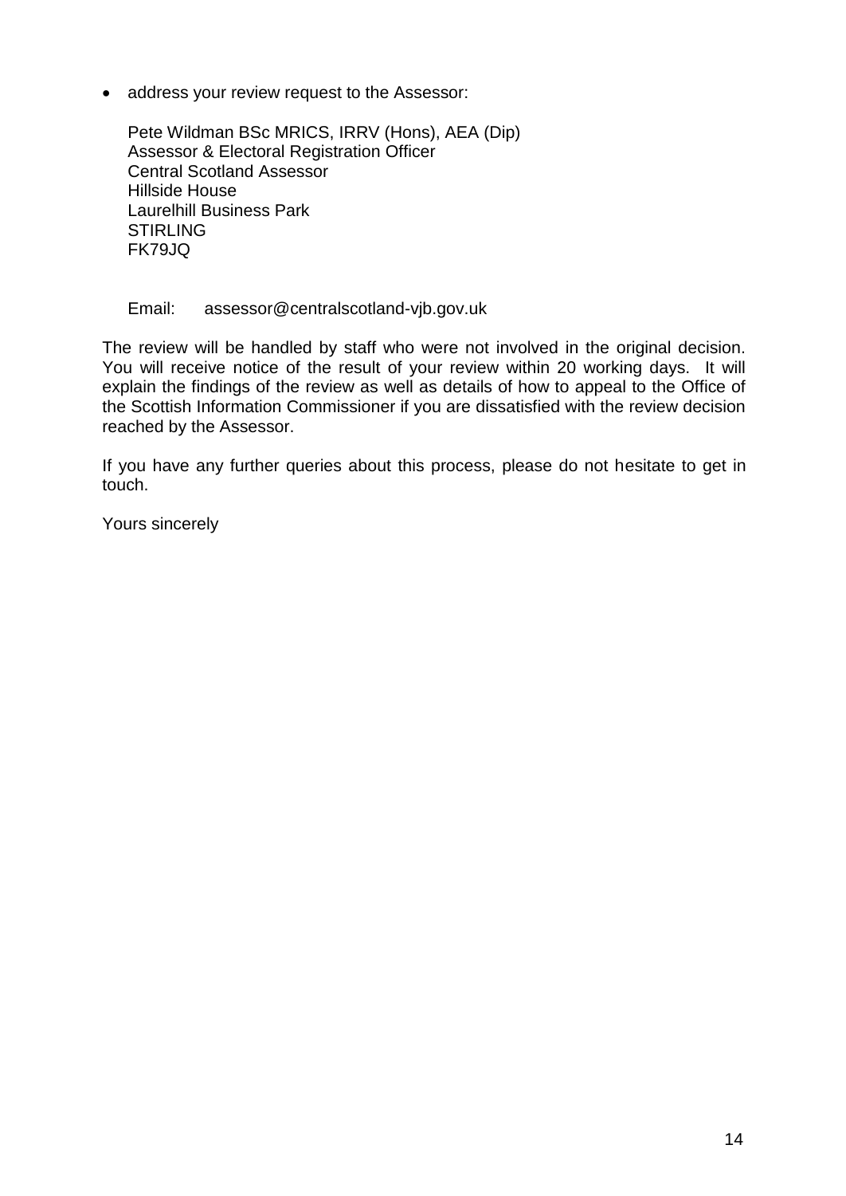- address your review request to the Assessor:

  Pete Wildman BSc MRICS, IRRV (Hons), AEA (Dip)
  Assessor & Electoral Registration Officer
  Central Scotland Assessor
  Hillside House
  Laurelhill Business Park
  STIRLING
  FK79JQ

  Email: assessor@centralscotland-vjb.gov.uk

The review will be handled by staff who were not involved in the original decision. You will receive notice of the result of your review within 20 working days. It will explain the findings of the review as well as details of how to appeal to the Office of the Scottish Information Commissioner if you are dissatisfied with the review decision reached by the Assessor.

If you have any further queries about this process, please do not hesitate to get in touch.

Yours sincerely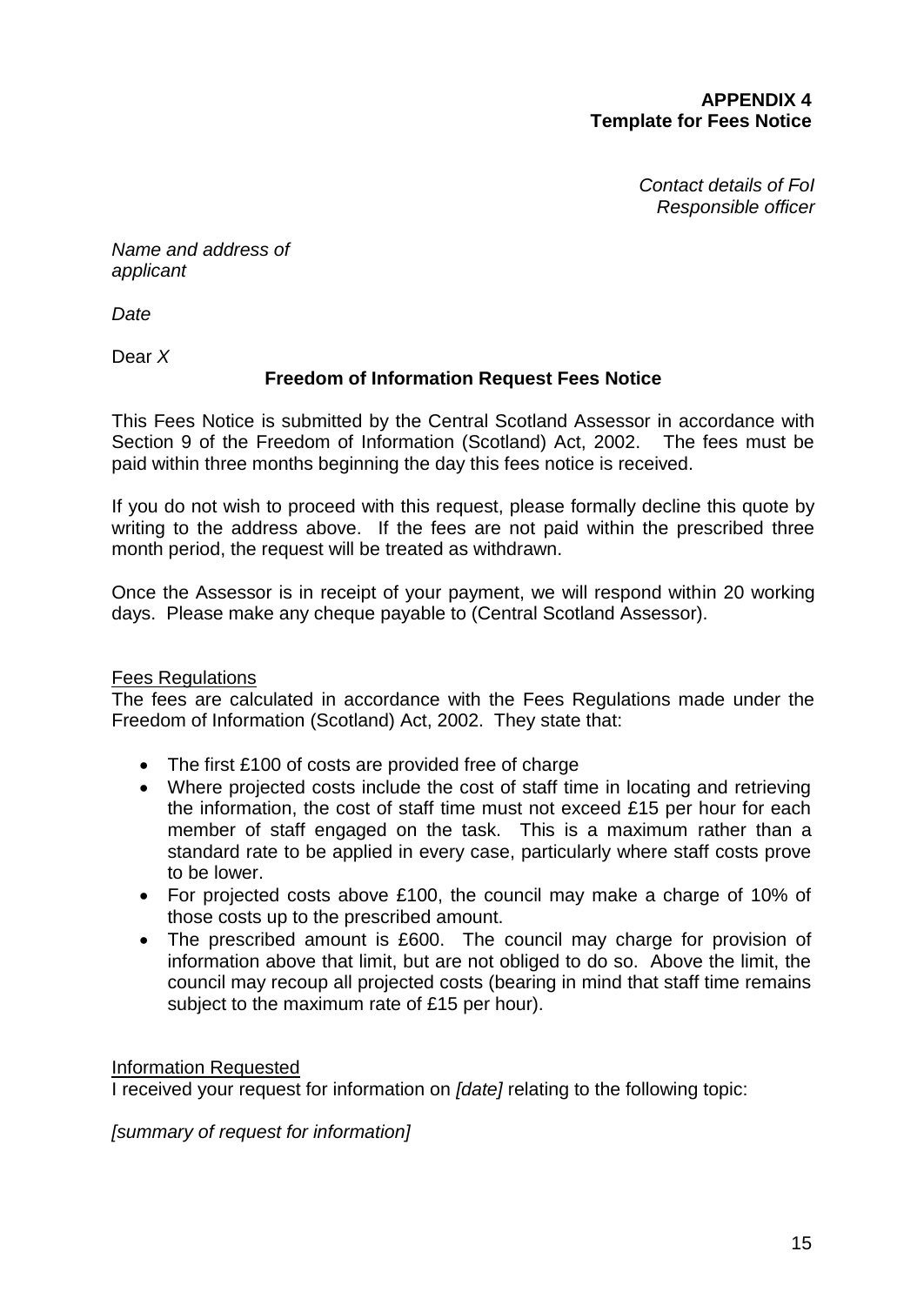**APPENDIX 4**
**Template for Fees Notice**

*Contact details of FoI Responsible officer*

*Name and address of applicant*

*Date*

Dear *X*

**Freedom of Information Request Fees Notice**

This Fees Notice is submitted by the Central Scotland Assessor in accordance with Section 9 of the Freedom of Information (Scotland) Act, 2002. The fees must be paid within three months beginning the day this fees notice is received.

If you do not wish to proceed with this request, please formally decline this quote by writing to the address above. If the fees are not paid within the prescribed three month period, the request will be treated as withdrawn.

Once the Assessor is in receipt of your payment, we will respond within 20 working days. Please make any cheque payable to (Central Scotland Assessor).

<u>Fees Regulations</u>
The fees are calculated in accordance with the Fees Regulations made under the Freedom of Information (Scotland) Act, 2002. They state that:

- The first £100 of costs are provided free of charge
- Where projected costs include the cost of staff time in locating and retrieving the information, the cost of staff time must not exceed £15 per hour for each member of staff engaged on the task. This is a maximum rather than a standard rate to be applied in every case, particularly where staff costs prove to be lower.
- For projected costs above £100, the council may make a charge of 10% of those costs up to the prescribed amount.
- The prescribed amount is £600. The council may charge for provision of information above that limit, but are not obliged to do so. Above the limit, the council may recoup all projected costs (bearing in mind that staff time remains subject to the maximum rate of £15 per hour).

<u>Information Requested</u>
I received your request for information on *[date]* relating to the following topic:

*[summary of request for information]*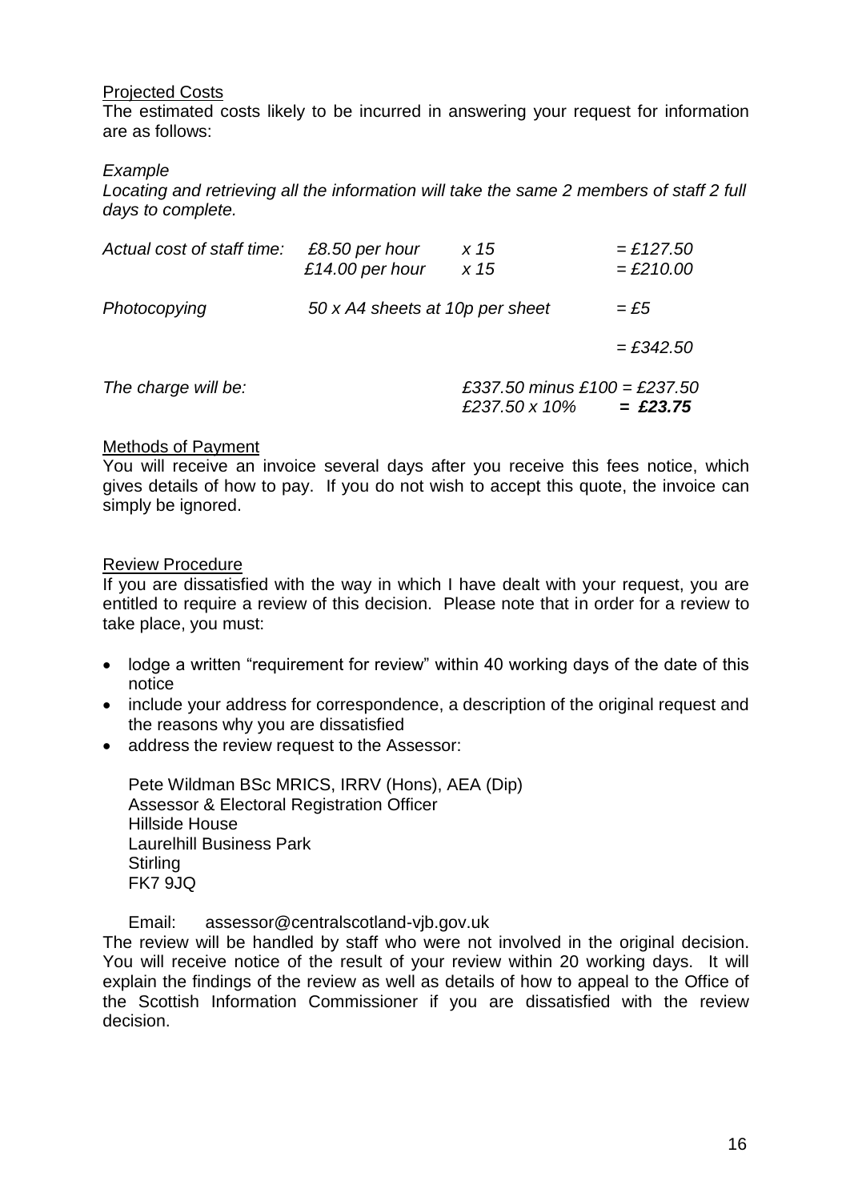Projected Costs

The estimated costs likely to be incurred in answering your request for information are as follows:

*Example*

*Locating and retrieving all the information will take the same 2 members of staff 2 full days to complete.*

| | | | |
|---|---|---|---|
| *Actual cost of staff time:* | *£8.50 per hour* | *x 15* | *= £127.50* |
| | *£14.00 per hour* | *x 15* | *= £210.00* |
| *Photocopying* | *50 x A4 sheets at 10p per sheet* | | *= £5* |
| | | | *= £342.50* |
| *The charge will be:* | | *£337.50 minus £100 = £237.50* | |
| | | *£237.50 x 10%* | ***= £23.75*** |

Methods of Payment

You will receive an invoice several days after you receive this fees notice, which gives details of how to pay. If you do not wish to accept this quote, the invoice can simply be ignored.

Review Procedure

If you are dissatisfied with the way in which I have dealt with your request, you are entitled to require a review of this decision. Please note that in order for a review to take place, you must:

- lodge a written "requirement for review" within 40 working days of the date of this notice
- include your address for correspondence, a description of the original request and the reasons why you are dissatisfied
- address the review request to the Assessor:

  Pete Wildman BSc MRICS, IRRV (Hons), AEA (Dip)
  Assessor & Electoral Registration Officer
  Hillside House
  Laurelhill Business Park
  Stirling
  FK7 9JQ

  Email: assessor@centralscotland-vjb.gov.uk

The review will be handled by staff who were not involved in the original decision. You will receive notice of the result of your review within 20 working days. It will explain the findings of the review as well as details of how to appeal to the Office of the Scottish Information Commissioner if you are dissatisfied with the review decision.